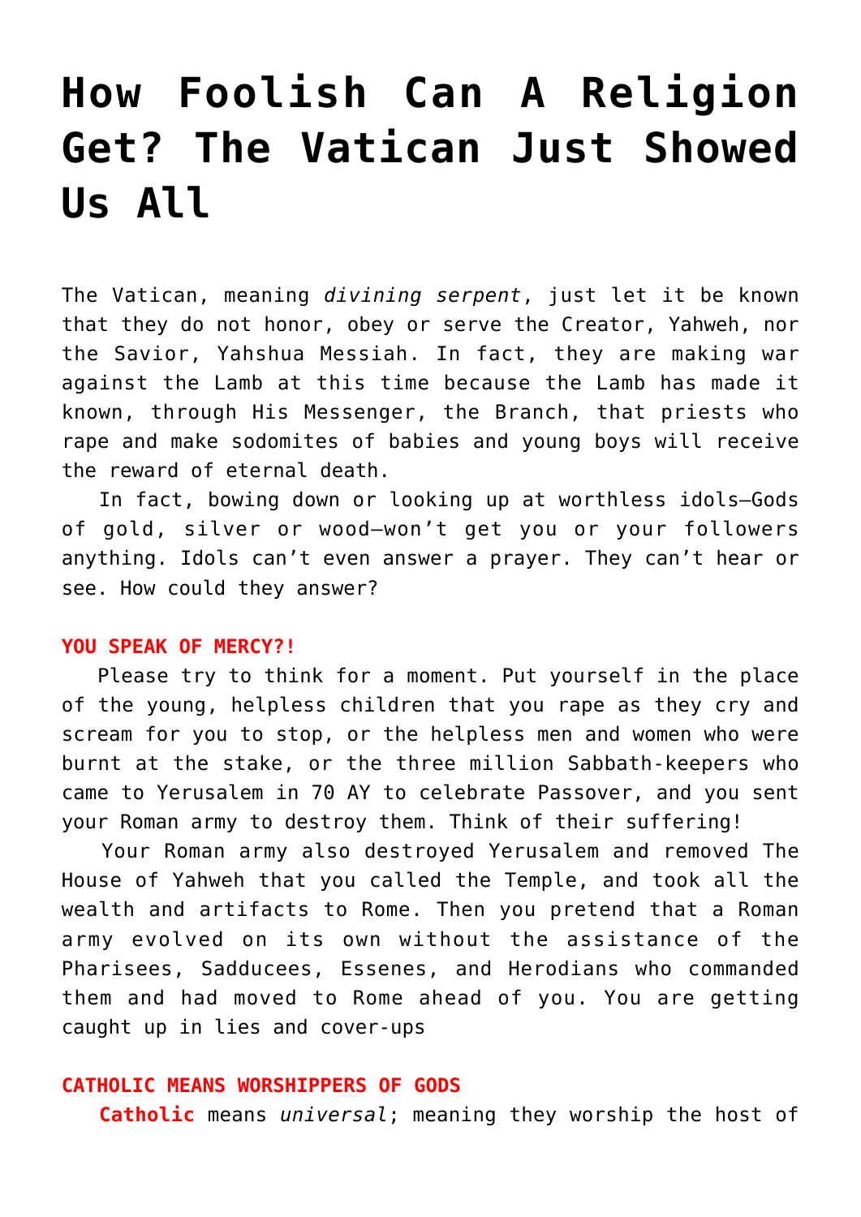# How Foolish Can A Religion Get? The Vatican Just Showed Us All

The Vatican, meaning *divining serpent*, just let it be known that they do not honor, obey or serve the Creator, Yahweh, nor the Savior, Yahshua Messiah. In fact, they are making war against the Lamb at this time because the Lamb has made it known, through His Messenger, the Branch, that priests who rape and make sodomites of babies and young boys will receive the reward of eternal death.

In fact, bowing down or looking up at worthless idols—Gods of gold, silver or wood—won't get you or your followers anything. Idols can't even answer a prayer. They can't hear or see. How could they answer?

**YOU SPEAK OF MERCY?!**

Please try to think for a moment. Put yourself in the place of the young, helpless children that you rape as they cry and scream for you to stop, or the helpless men and women who were burnt at the stake, or the three million Sabbath-keepers who came to Yerusalem in 70 AY to celebrate Passover, and you sent your Roman army to destroy them. Think of their suffering!

Your Roman army also destroyed Yerusalem and removed The House of Yahweh that you called the Temple, and took all the wealth and artifacts to Rome. Then you pretend that a Roman army evolved on its own without the assistance of the Pharisees, Sadducees, Essenes, and Herodians who commanded them and had moved to Rome ahead of you. You are getting caught up in lies and cover-ups

**CATHOLIC MEANS WORSHIPPERS OF GODS**

**Catholic** means *universal*; meaning they worship the host of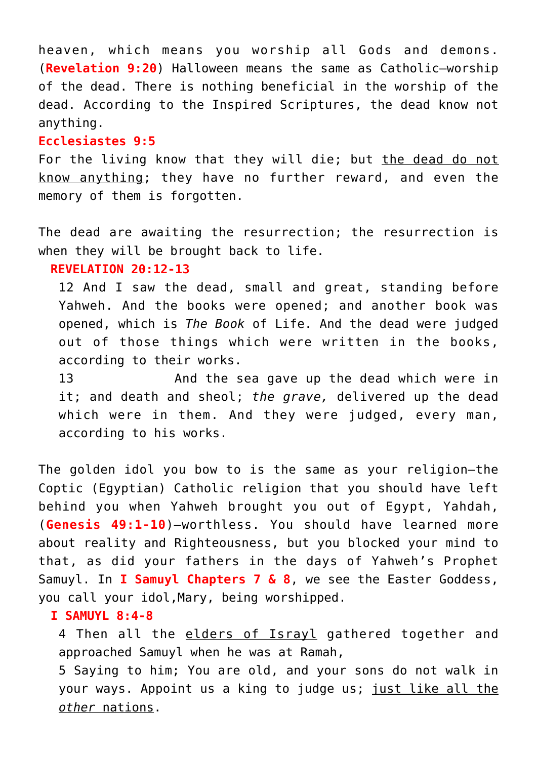heaven, which means you worship all Gods and demons. (**Revelation 9:20**) Halloween means the same as Catholic—worship of the dead. There is nothing beneficial in the worship of the dead. According to the Inspired Scriptures, the dead know not anything.

**Ecclesiastes 9:5**

For the living know that they will die; but <u>the dead do not know anything</u>; they have no further reward, and even the memory of them is forgotten.

The dead are awaiting the resurrection; the resurrection is when they will be brought back to life.

> **REVELATION 20:12-13**
>
> 12 And I saw the dead, small and great, standing before Yahweh. And the books were opened; and another book was opened, which is *The Book* of Life. And the dead were judged out of those things which were written in the books, according to their works.
>
> 13 And the sea gave up the dead which were in it; and death and sheol; *the grave,* delivered up the dead which were in them. And they were judged, every man, according to his works.

The golden idol you bow to is the same as your religion—the Coptic (Egyptian) Catholic religion that you should have left behind you when Yahweh brought you out of Egypt, Yahdah, (**Genesis 49:1-10**)—worthless. You should have learned more about reality and Righteousness, but you blocked your mind to that, as did your fathers in the days of Yahweh's Prophet Samuyl. In **I Samuyl Chapters 7 & 8**, we see the Easter Goddess, you call your idol,Mary, being worshipped.

> **I SAMUYL 8:4-8**
>
> 4 Then all the <u>elders of Israyl</u> gathered together and approached Samuyl when he was at Ramah,
>
> 5 Saying to him; You are old, and your sons do not walk in your ways. Appoint us a king to judge us; <u>just like all the *other* nations</u>.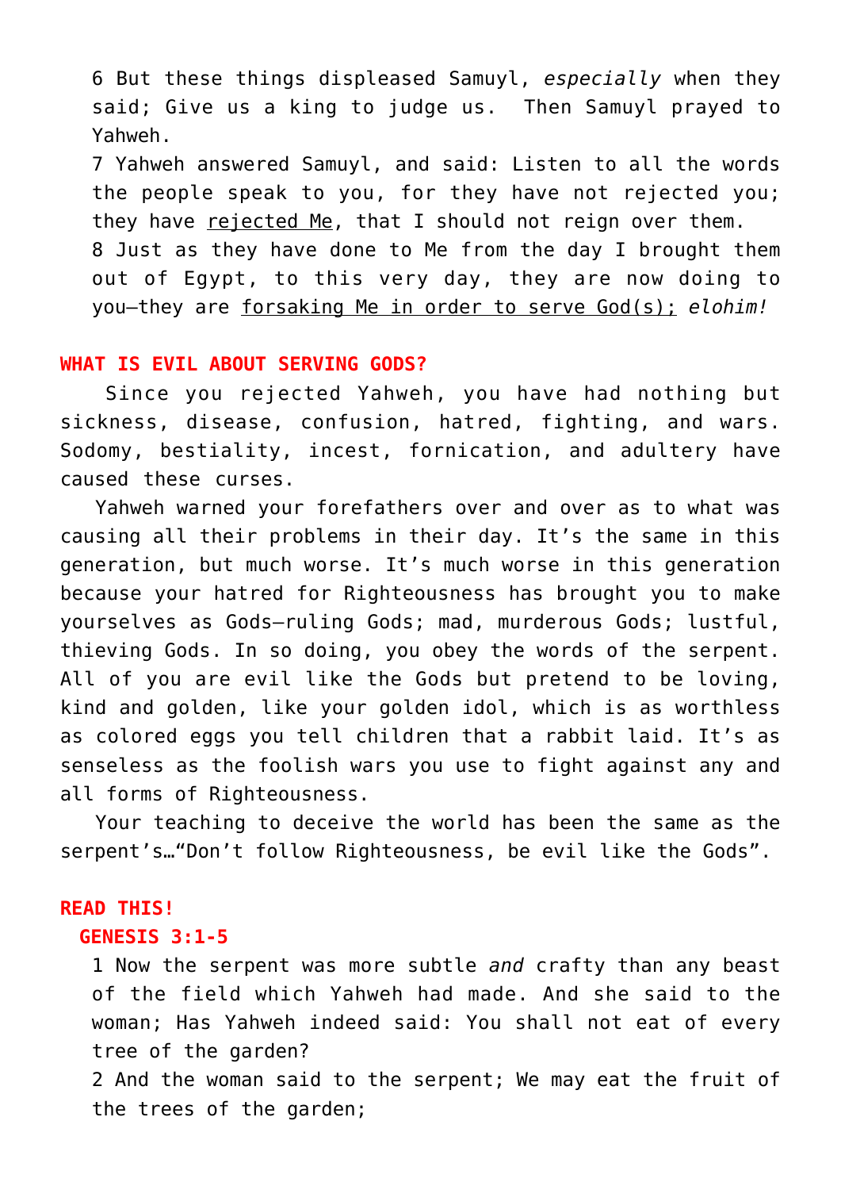6 But these things displeased Samuyl, *especially* when they said; Give us a king to judge us. Then Samuyl prayed to Yahweh.

7 Yahweh answered Samuyl, and said: Listen to all the words the people speak to you, for they have not rejected you; they have <u>rejected Me</u>, that I should not reign over them.

8 Just as they have done to Me from the day I brought them out of Egypt, to this very day, they are now doing to you—they are <u>forsaking Me in order to serve God(s);</u> *elohim!*

## WHAT IS EVIL ABOUT SERVING GODS?

Since you rejected Yahweh, you have had nothing but sickness, disease, confusion, hatred, fighting, and wars. Sodomy, bestiality, incest, fornication, and adultery have caused these curses.

Yahweh warned your forefathers over and over as to what was causing all their problems in their day. It's the same in this generation, but much worse. It's much worse in this generation because your hatred for Righteousness has brought you to make yourselves as Gods—ruling Gods; mad, murderous Gods; lustful, thieving Gods. In so doing, you obey the words of the serpent. All of you are evil like the Gods but pretend to be loving, kind and golden, like your golden idol, which is as worthless as colored eggs you tell children that a rabbit laid. It's as senseless as the foolish wars you use to fight against any and all forms of Righteousness.

Your teaching to deceive the world has been the same as the serpent's…"Don't follow Righteousness, be evil like the Gods".

## READ THIS!

### GENESIS 3:1-5

1 Now the serpent was more subtle *and* crafty than any beast of the field which Yahweh had made. And she said to the woman; Has Yahweh indeed said: You shall not eat of every tree of the garden?

2 And the woman said to the serpent; We may eat the fruit of the trees of the garden;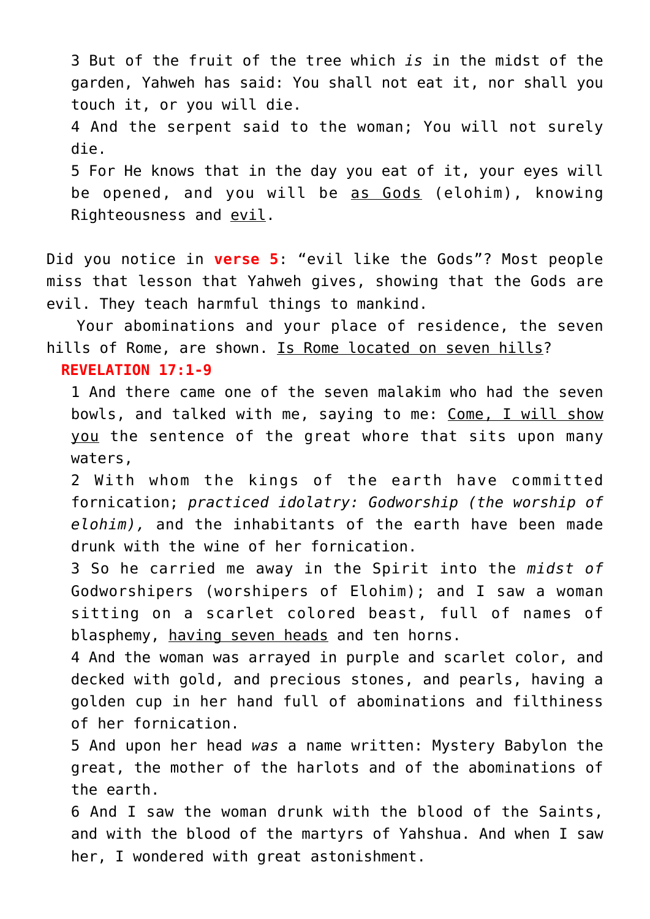3 But of the fruit of the tree which *is* in the midst of the garden, Yahweh has said: You shall not eat it, nor shall you touch it, or you will die.

4 And the serpent said to the woman; You will not surely die.

5 For He knows that in the day you eat of it, your eyes will be opened, and you will be <u>as Gods</u> (elohim), knowing Righteousness and <u>evil</u>.

Did you notice in **verse 5**: “evil like the Gods”? Most people miss that lesson that Yahweh gives, showing that the Gods are evil. They teach harmful things to mankind.

Your abominations and your place of residence, the seven hills of Rome, are shown. <u>Is Rome located on seven hills</u>?

**REVELATION 17:1-9**

1 And there came one of the seven malakim who had the seven bowls, and talked with me, saying to me: <u>Come, I will show you</u> the sentence of the great whore that sits upon many waters,

2 With whom the kings of the earth have committed fornication; *practiced idolatry: Godworship (the worship of elohim),* and the inhabitants of the earth have been made drunk with the wine of her fornication.

3 So he carried me away in the Spirit into the *midst of* Godworshipers (worshipers of Elohim); and I saw a woman sitting on a scarlet colored beast, full of names of blasphemy, <u>having seven heads</u> and ten horns.

4 And the woman was arrayed in purple and scarlet color, and decked with gold, and precious stones, and pearls, having a golden cup in her hand full of abominations and filthiness of her fornication.

5 And upon her head *was* a name written: Mystery Babylon the great, the mother of the harlots and of the abominations of the earth.

6 And I saw the woman drunk with the blood of the Saints, and with the blood of the martyrs of Yahshua. And when I saw her, I wondered with great astonishment.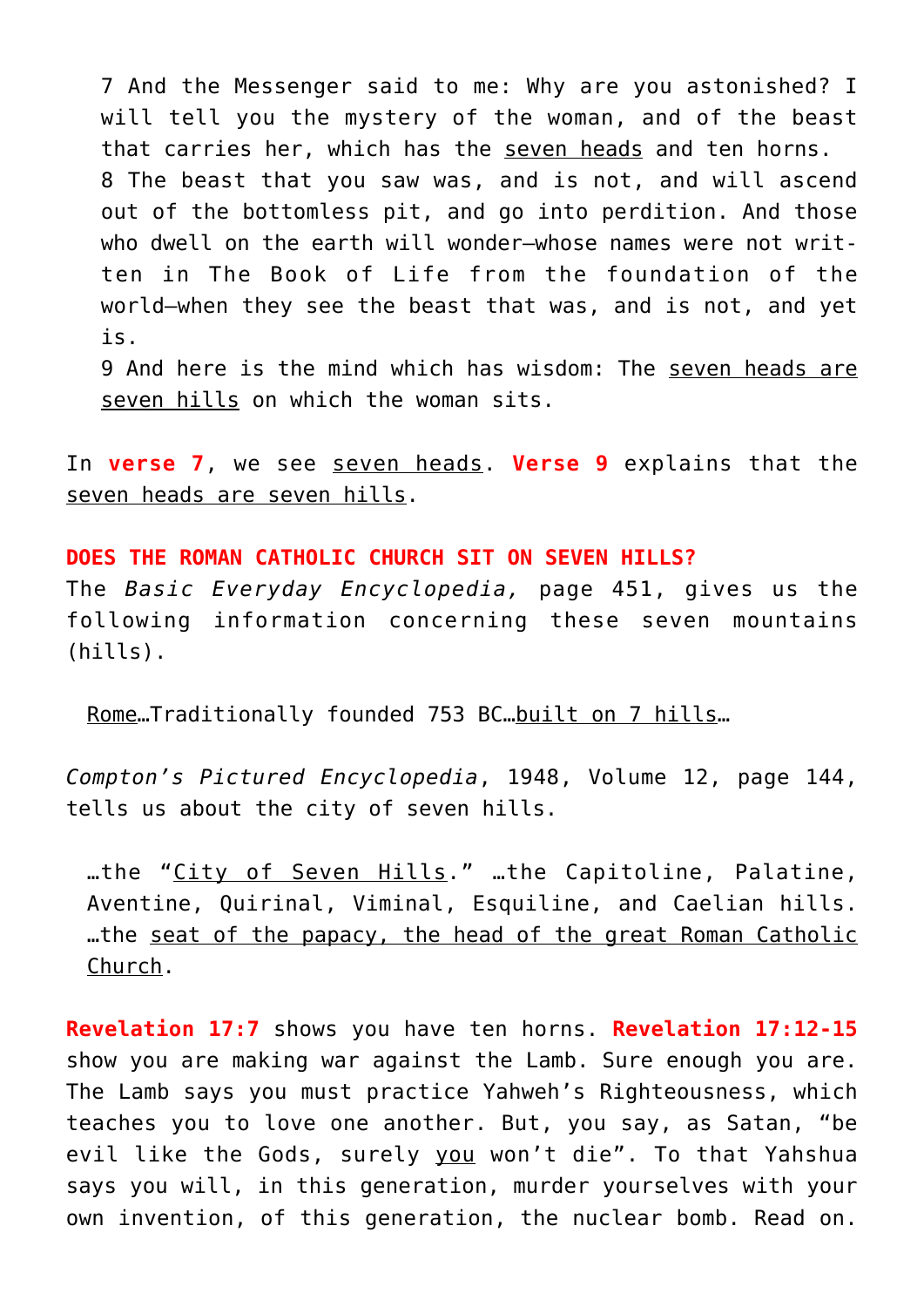> 7 And the Messenger said to me: Why are you astonished? I will tell you the mystery of the woman, and of the beast that carries her, which has the <u>seven heads</u> and ten horns.
> 8 The beast that you saw was, and is not, and will ascend out of the bottomless pit, and go into perdition. And those who dwell on the earth will wonder—whose names were not written in The Book of Life from the foundation of the world—when they see the beast that was, and is not, and yet is.
> 9 And here is the mind which has wisdom: The <u>seven heads are seven hills</u> on which the woman sits.

In **verse 7**, we see <u>seven heads</u>. **Verse 9** explains that the <u>seven heads are seven hills</u>.

**DOES THE ROMAN CATHOLIC CHURCH SIT ON SEVEN HILLS?**

The *Basic Everyday Encyclopedia,* page 451, gives us the following information concerning these seven mountains (hills).

> <u>Rome</u>…Traditionally founded 753 BC…<u>built on 7 hills</u>…

*Compton's Pictured Encyclopedia*, 1948, Volume 12, page 144, tells us about the city of seven hills.

> …the "<u>City of Seven Hills</u>." …the Capitoline, Palatine, Aventine, Quirinal, Viminal, Esquiline, and Caelian hills. …the <u>seat of the papacy, the head of the great Roman Catholic Church</u>.

**Revelation 17:7** shows you have ten horns. **Revelation 17:12-15** show you are making war against the Lamb. Sure enough you are. The Lamb says you must practice Yahweh's Righteousness, which teaches you to love one another. But, you say, as Satan, "be evil like the Gods, surely <u>you</u> won't die". To that Yahshua says you will, in this generation, murder yourselves with your own invention, of this generation, the nuclear bomb. Read on.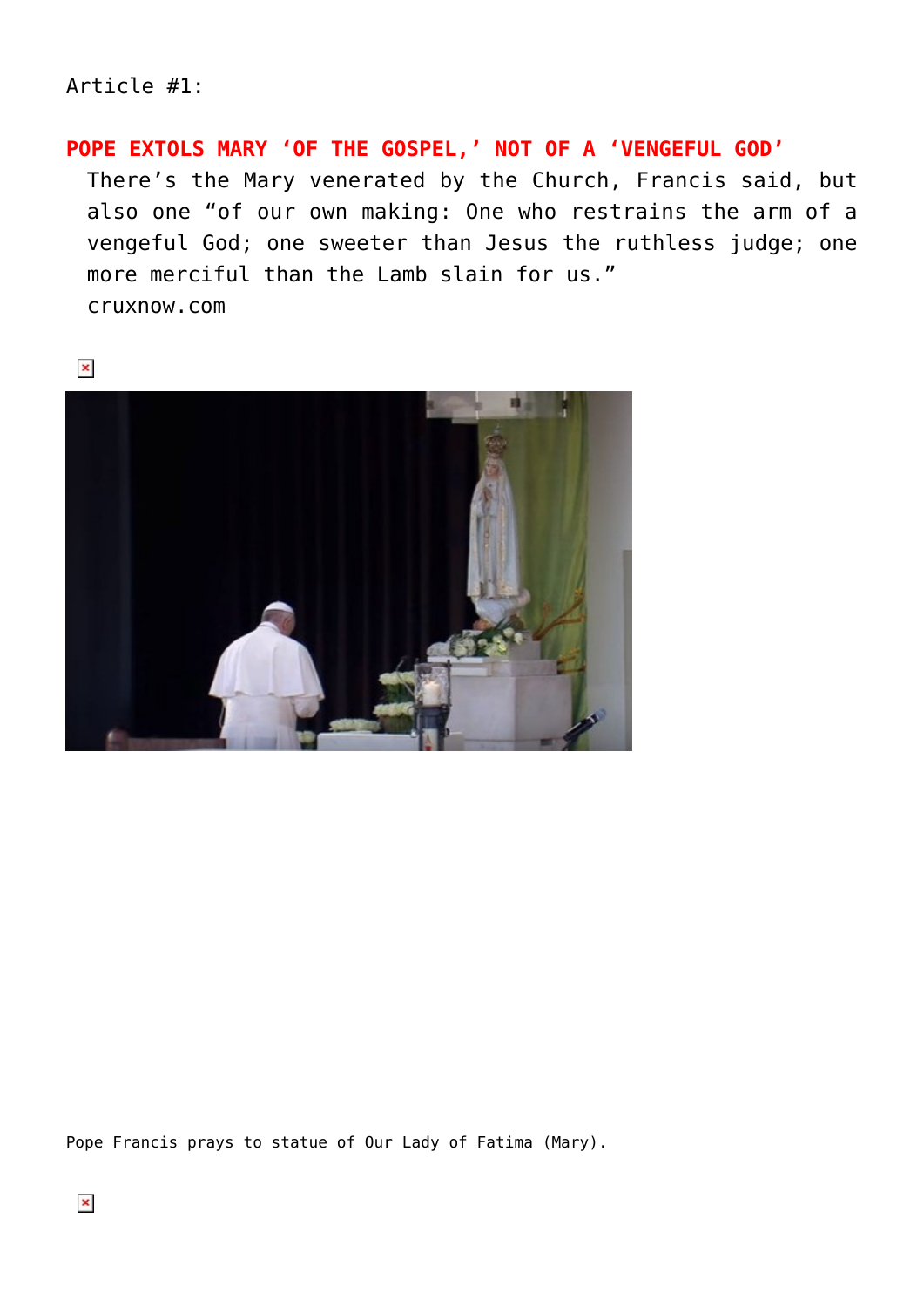Article #1:

**POPE EXTOLS MARY ‘OF THE GOSPEL,’ NOT OF A ‘VENGEFUL GOD’**

There’s the Mary venerated by the Church, Francis said, but also one “of our own making: One who restrains the arm of a vengeful God; one sweeter than Jesus the ruthless judge; one more merciful than the Lamb slain for us.”
cruxnow.com

Pope Francis prays to statue of Our Lady of Fatima (Mary).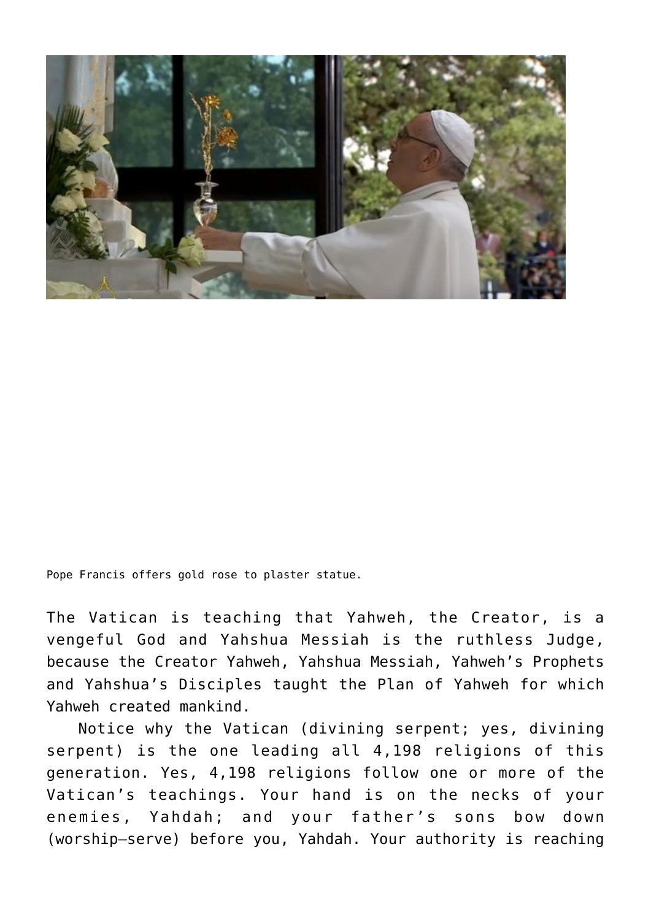Pope Francis offers gold rose to plaster statue.

The Vatican is teaching that Yahweh, the Creator, is a vengeful God and Yahshua Messiah is the ruthless Judge, because the Creator Yahweh, Yahshua Messiah, Yahweh's Prophets and Yahshua's Disciples taught the Plan of Yahweh for which Yahweh created mankind.

Notice why the Vatican (divining serpent; yes, divining serpent) is the one leading all 4,198 religions of this generation. Yes, 4,198 religions follow one or more of the Vatican's teachings. Your hand is on the necks of your enemies, Yahdah; and your father's sons bow down (worship—serve) before you, Yahdah. Your authority is reaching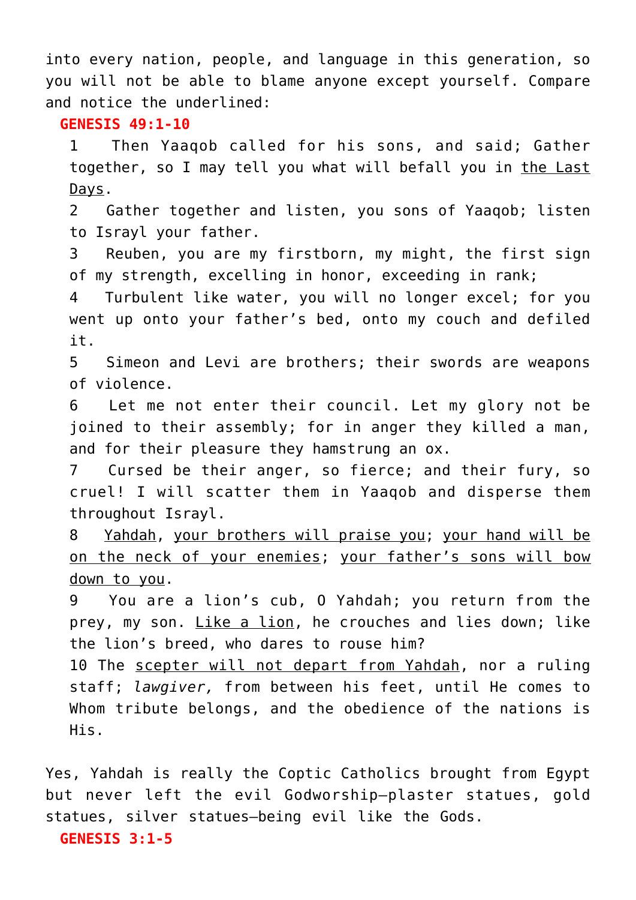into every nation, people, and language in this generation, so you will not be able to blame anyone except yourself. Compare and notice the underlined:

**GENESIS 49:1-10**

1 Then Yaaqob called for his sons, and said; Gather together, so I may tell you what will befall you in <u>the Last Days</u>.

2 Gather together and listen, you sons of Yaaqob; listen to Israyl your father.

3 Reuben, you are my firstborn, my might, the first sign of my strength, excelling in honor, exceeding in rank;

4 Turbulent like water, you will no longer excel; for you went up onto your father's bed, onto my couch and defiled it.

5 Simeon and Levi are brothers; their swords are weapons of violence.

6 Let me not enter their council. Let my glory not be joined to their assembly; for in anger they killed a man, and for their pleasure they hamstrung an ox.

7 Cursed be their anger, so fierce; and their fury, so cruel! I will scatter them in Yaaqob and disperse them throughout Israyl.

8 <u>Yahdah</u>, <u>your brothers will praise you</u>; <u>your hand will be on the neck of your enemies</u>; <u>your father's sons will bow down to you</u>.

9 You are a lion's cub, O Yahdah; you return from the prey, my son. <u>Like a lion</u>, he crouches and lies down; like the lion's breed, who dares to rouse him?

10 The <u>scepter will not depart from Yahdah</u>, nor a ruling staff; *lawgiver,* from between his feet, until He comes to Whom tribute belongs, and the obedience of the nations is His.

Yes, Yahdah is really the Coptic Catholics brought from Egypt but never left the evil Godworship—plaster statues, gold statues, silver statues—being evil like the Gods.

**GENESIS 3:1-5**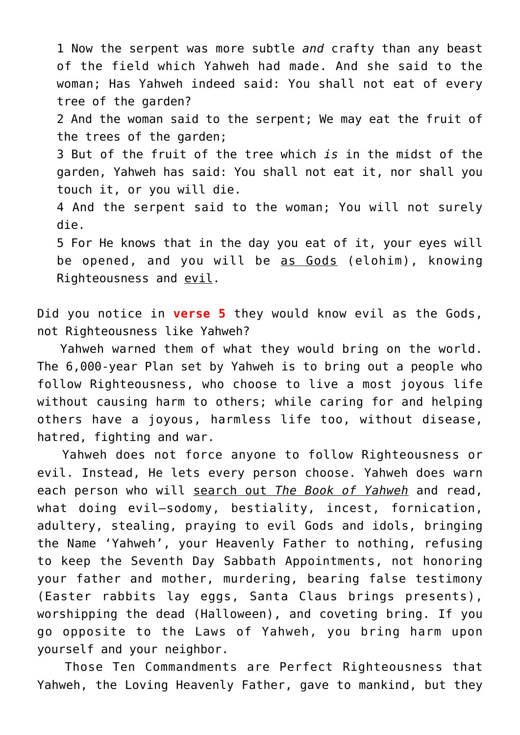1 Now the serpent was more subtle *and* crafty than any beast of the field which Yahweh had made. And she said to the woman; Has Yahweh indeed said: You shall not eat of every tree of the garden?
2 And the woman said to the serpent; We may eat the fruit of the trees of the garden;
3 But of the fruit of the tree which *is* in the midst of the garden, Yahweh has said: You shall not eat it, nor shall you touch it, or you will die.
4 And the serpent said to the woman; You will not surely die.
5 For He knows that in the day you eat of it, your eyes will be opened, and you will be as Gods (elohim), knowing Righteousness and evil.

Did you notice in **verse 5** they would know evil as the Gods, not Righteousness like Yahweh?

Yahweh warned them of what they would bring on the world. The 6,000-year Plan set by Yahweh is to bring out a people who follow Righteousness, who choose to live a most joyous life without causing harm to others; while caring for and helping others have a joyous, harmless life too, without disease, hatred, fighting and war.

Yahweh does not force anyone to follow Righteousness or evil. Instead, He lets every person choose. Yahweh does warn each person who will search out *The Book of Yahweh* and read, what doing evil—sodomy, bestiality, incest, fornication, adultery, stealing, praying to evil Gods and idols, bringing the Name 'Yahweh', your Heavenly Father to nothing, refusing to keep the Seventh Day Sabbath Appointments, not honoring your father and mother, murdering, bearing false testimony (Easter rabbits lay eggs, Santa Claus brings presents), worshipping the dead (Halloween), and coveting bring. If you go opposite to the Laws of Yahweh, you bring harm upon yourself and your neighbor.

Those Ten Commandments are Perfect Righteousness that Yahweh, the Loving Heavenly Father, gave to mankind, but they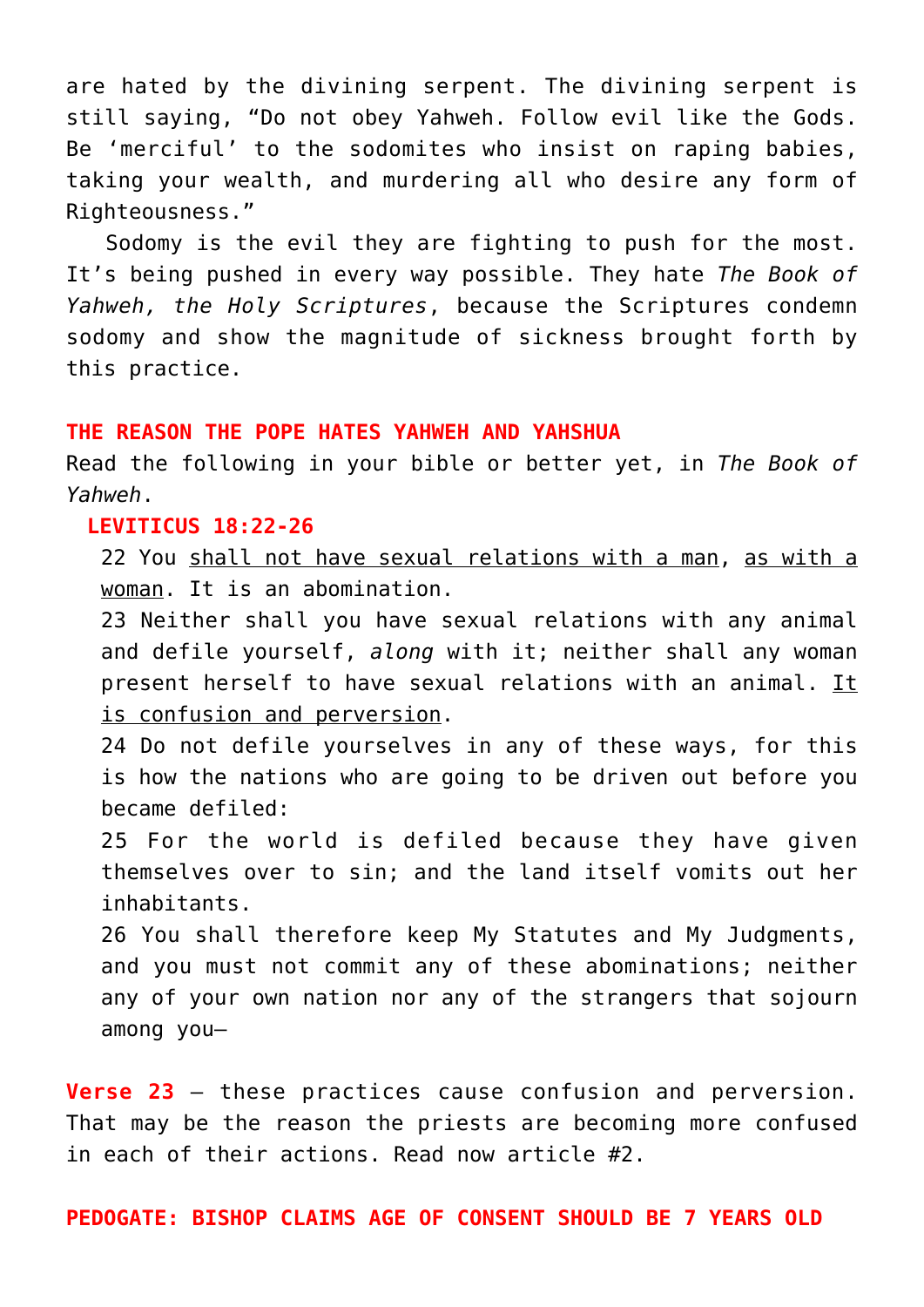are hated by the divining serpent. The divining serpent is still saying, "Do not obey Yahweh. Follow evil like the Gods. Be 'merciful' to the sodomites who insist on raping babies, taking your wealth, and murdering all who desire any form of Righteousness."

Sodomy is the evil they are fighting to push for the most. It's being pushed in every way possible. They hate *The Book of Yahweh, the Holy Scriptures*, because the Scriptures condemn sodomy and show the magnitude of sickness brought forth by this practice.

**THE REASON THE POPE HATES YAHWEH AND YAHSHUA**

Read the following in your bible or better yet, in *The Book of Yahweh*.

**LEVITICUS 18:22-26**

> 22 You <u>shall not have sexual relations with a man</u>, <u>as with a woman</u>. It is an abomination.
>
> 23 Neither shall you have sexual relations with any animal and defile yourself, *along* with it; neither shall any woman present herself to have sexual relations with an animal. <u>It is confusion and perversion</u>.
>
> 24 Do not defile yourselves in any of these ways, for this is how the nations who are going to be driven out before you became defiled:
>
> 25 For the world is defiled because they have given themselves over to sin; and the land itself vomits out her inhabitants.
>
> 26 You shall therefore keep My Statutes and My Judgments, and you must not commit any of these abominations; neither any of your own nation nor any of the strangers that sojourn among you—

**Verse 23** — these practices cause confusion and perversion. That may be the reason the priests are becoming more confused in each of their actions. Read now article #2.

**PEDOGATE: BISHOP CLAIMS AGE OF CONSENT SHOULD BE 7 YEARS OLD**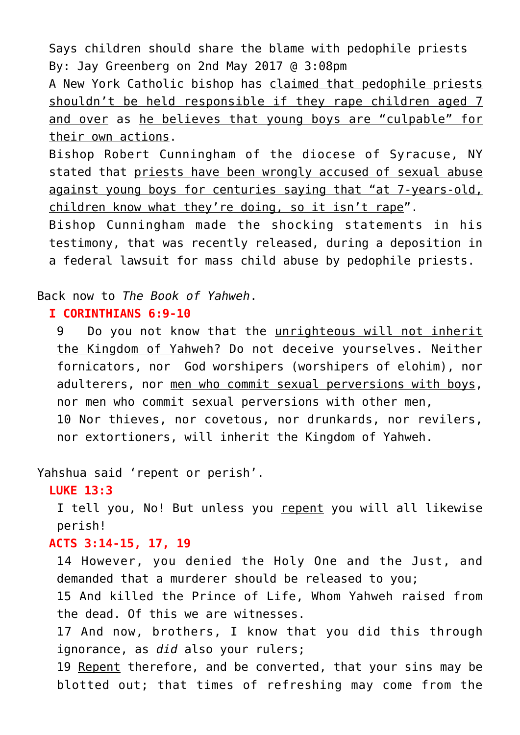Says children should share the blame with pedophile priests
By: Jay Greenberg on 2nd May 2017 @ 3:08pm

A New York Catholic bishop has claimed that pedophile priests shouldn't be held responsible if they rape children aged 7 and over as he believes that young boys are "culpable" for their own actions.

Bishop Robert Cunningham of the diocese of Syracuse, NY stated that priests have been wrongly accused of sexual abuse against young boys for centuries saying that "at 7-years-old, children know what they're doing, so it isn't rape".

Bishop Cunningham made the shocking statements in his testimony, that was recently released, during a deposition in a federal lawsuit for mass child abuse by pedophile priests.

Back now to *The Book of Yahweh*.

**I CORINTHIANS 6:9-10**

9 Do you not know that the unrighteous will not inherit the Kingdom of Yahweh? Do not deceive yourselves. Neither fornicators, nor God worshipers (worshipers of elohim), nor adulterers, nor men who commit sexual perversions with boys, nor men who commit sexual perversions with other men,
10 Nor thieves, nor covetous, nor drunkards, nor revilers, nor extortioners, will inherit the Kingdom of Yahweh.

Yahshua said 'repent or perish'.

**LUKE 13:3**

I tell you, No! But unless you repent you will all likewise perish!

**ACTS 3:14-15, 17, 19**

14 However, you denied the Holy One and the Just, and demanded that a murderer should be released to you;
15 And killed the Prince of Life, Whom Yahweh raised from the dead. Of this we are witnesses.
17 And now, brothers, I know that you did this through ignorance, as *did* also your rulers;
19 Repent therefore, and be converted, that your sins may be blotted out; that times of refreshing may come from the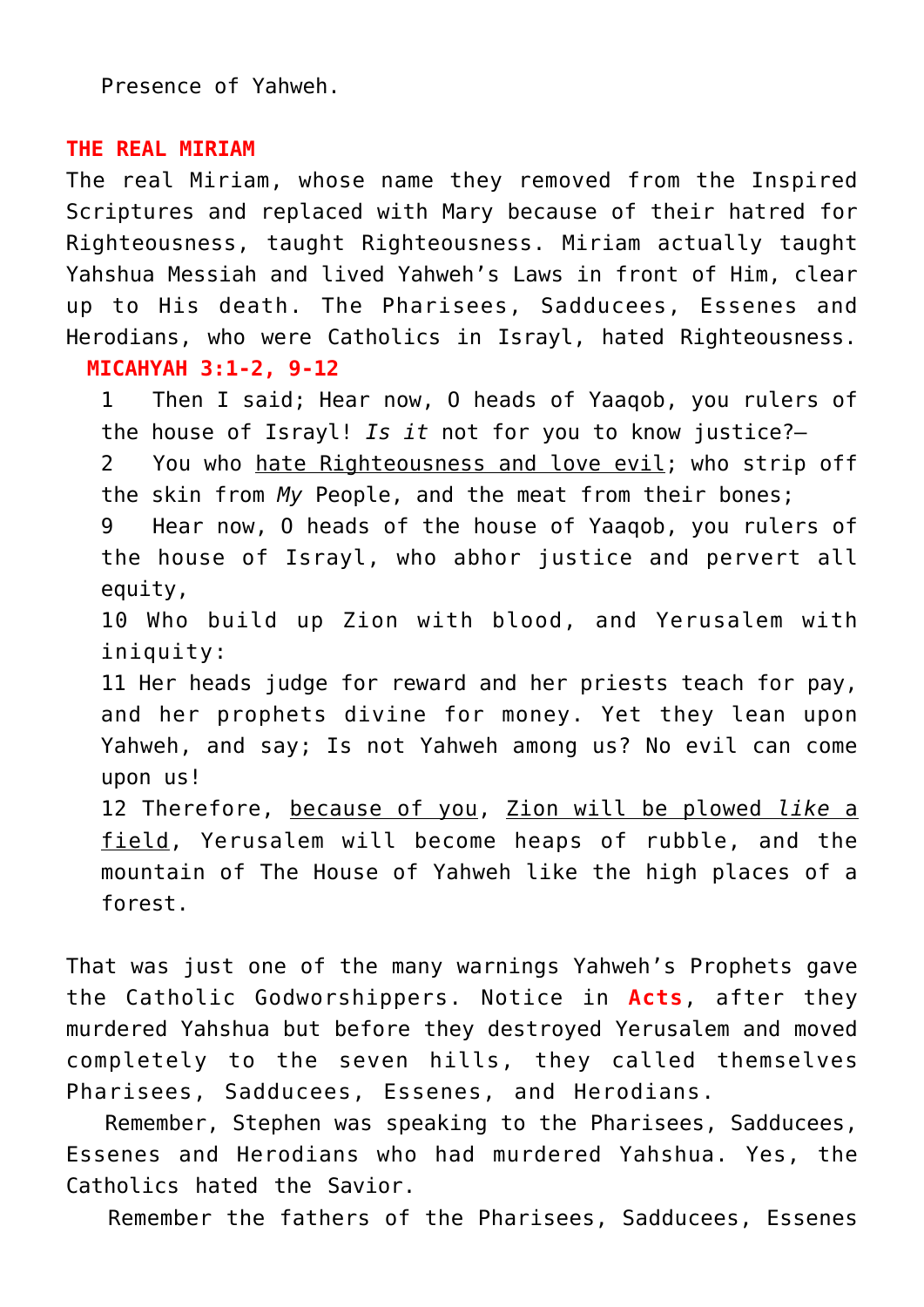Presence of Yahweh.

**THE REAL MIRIAM**

The real Miriam, whose name they removed from the Inspired Scriptures and replaced with Mary because of their hatred for Righteousness, taught Righteousness. Miriam actually taught Yahshua Messiah and lived Yahweh's Laws in front of Him, clear up to His death. The Pharisees, Sadducees, Essenes and Herodians, who were Catholics in Israyl, hated Righteousness.

**MICAHYAH 3:1-2, 9-12**

1 Then I said; Hear now, O heads of Yaaqob, you rulers of the house of Israyl! *Is it* not for you to know justice?—

2 You who <u>hate Righteousness and love evil</u>; who strip off the skin from *My* People, and the meat from their bones;

9 Hear now, O heads of the house of Yaaqob, you rulers of the house of Israyl, who abhor justice and pervert all equity,

10 Who build up Zion with blood, and Yerusalem with iniquity:

11 Her heads judge for reward and her priests teach for pay, and her prophets divine for money. Yet they lean upon Yahweh, and say; Is not Yahweh among us? No evil can come upon us!

12 Therefore, <u>because of you</u>, <u>Zion will be plowed *like* a field</u>, Yerusalem will become heaps of rubble, and the mountain of The House of Yahweh like the high places of a forest.

That was just one of the many warnings Yahweh's Prophets gave the Catholic Godworshippers. Notice in **Acts**, after they murdered Yahshua but before they destroyed Yerusalem and moved completely to the seven hills, they called themselves Pharisees, Sadducees, Essenes, and Herodians.

Remember, Stephen was speaking to the Pharisees, Sadducees, Essenes and Herodians who had murdered Yahshua. Yes, the Catholics hated the Savior.

Remember the fathers of the Pharisees, Sadducees, Essenes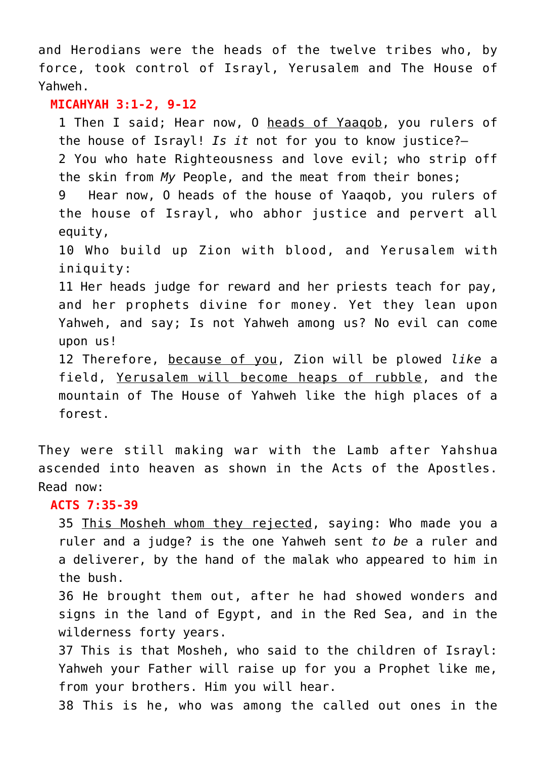and Herodians were the heads of the twelve tribes who, by force, took control of Israyl, Yerusalem and The House of Yahweh.

**MICAHYAH 3:1-2, 9-12**

> 1 Then I said; Hear now, O <u>heads of Yaaqob</u>, you rulers of the house of Israyl! *Is it* not for you to know justice?—
> 2 You who hate Righteousness and love evil; who strip off the skin from *My* People, and the meat from their bones;
> 9 Hear now, O heads of the house of Yaaqob, you rulers of the house of Israyl, who abhor justice and pervert all equity,
> 10 Who build up Zion with blood, and Yerusalem with iniquity:
> 11 Her heads judge for reward and her priests teach for pay, and her prophets divine for money. Yet they lean upon Yahweh, and say; Is not Yahweh among us? No evil can come upon us!
> 12 Therefore, <u>because of you</u>, Zion will be plowed *like* a field, <u>Yerusalem will become heaps of rubble</u>, and the mountain of The House of Yahweh like the high places of a forest.

They were still making war with the Lamb after Yahshua ascended into heaven as shown in the Acts of the Apostles. Read now:

**ACTS 7:35-39**

> 35 <u>This Mosheh whom they rejected</u>, saying: Who made you a ruler and a judge? is the one Yahweh sent *to be* a ruler and a deliverer, by the hand of the malak who appeared to him in the bush.
> 36 He brought them out, after he had showed wonders and signs in the land of Egypt, and in the Red Sea, and in the wilderness forty years.
> 37 This is that Mosheh, who said to the children of Israyl: Yahweh your Father will raise up for you a Prophet like me, from your brothers. Him you will hear.
> 38 This is he, who was among the called out ones in the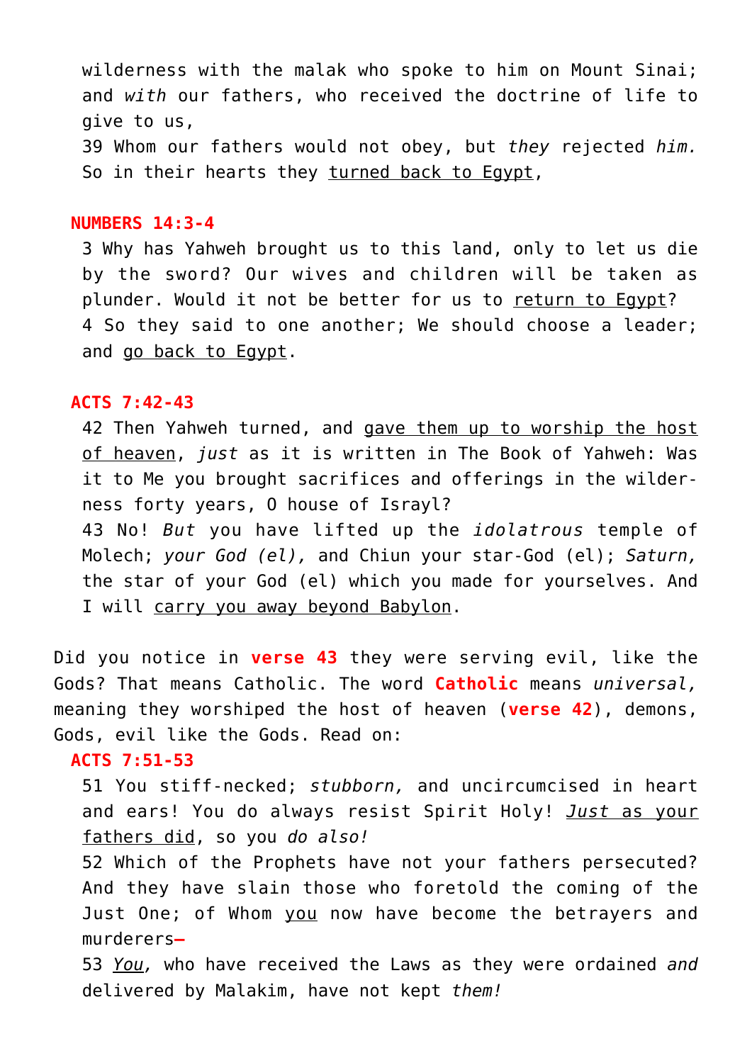wilderness with the malak who spoke to him on Mount Sinai; and *with* our fathers, who received the doctrine of life to give to us,

39 Whom our fathers would not obey, but *they* rejected *him.* So in their hearts they <u>turned back to Egypt</u>,

**NUMBERS 14:3-4**

3 Why has Yahweh brought us to this land, only to let us die by the sword? Our wives and children will be taken as plunder. Would it not be better for us to <u>return to Egypt</u>?

4 So they said to one another; We should choose a leader; and <u>go back to Egypt</u>.

**ACTS 7:42-43**

42 Then Yahweh turned, and <u>gave them up to worship the host of heaven</u>, *just* as it is written in The Book of Yahweh: Was it to Me you brought sacrifices and offerings in the wilderness forty years, O house of Israyl?

43 No! *But* you have lifted up the *idolatrous* temple of Molech; *your God (el),* and Chiun your star-God (el); *Saturn,* the star of your God (el) which you made for yourselves. And I will <u>carry you away beyond Babylon</u>.

Did you notice in **verse 43** they were serving evil, like the Gods? That means Catholic. The word **Catholic** means *universal,* meaning they worshiped the host of heaven (**verse 42**), demons, Gods, evil like the Gods. Read on:

**ACTS 7:51-53**

51 You stiff-necked; *stubborn,* and uncircumcised in heart and ears! You do always resist Spirit Holy! <u>*Just* as your fathers did</u>, so you *do also!*

52 Which of the Prophets have not your fathers persecuted? And they have slain those who foretold the coming of the Just One; of Whom <u>you</u> now have become the betrayers and murderers—

53 <u>*You*</u>, who have received the Laws as they were ordained *and* delivered by Malakim, have not kept *them!*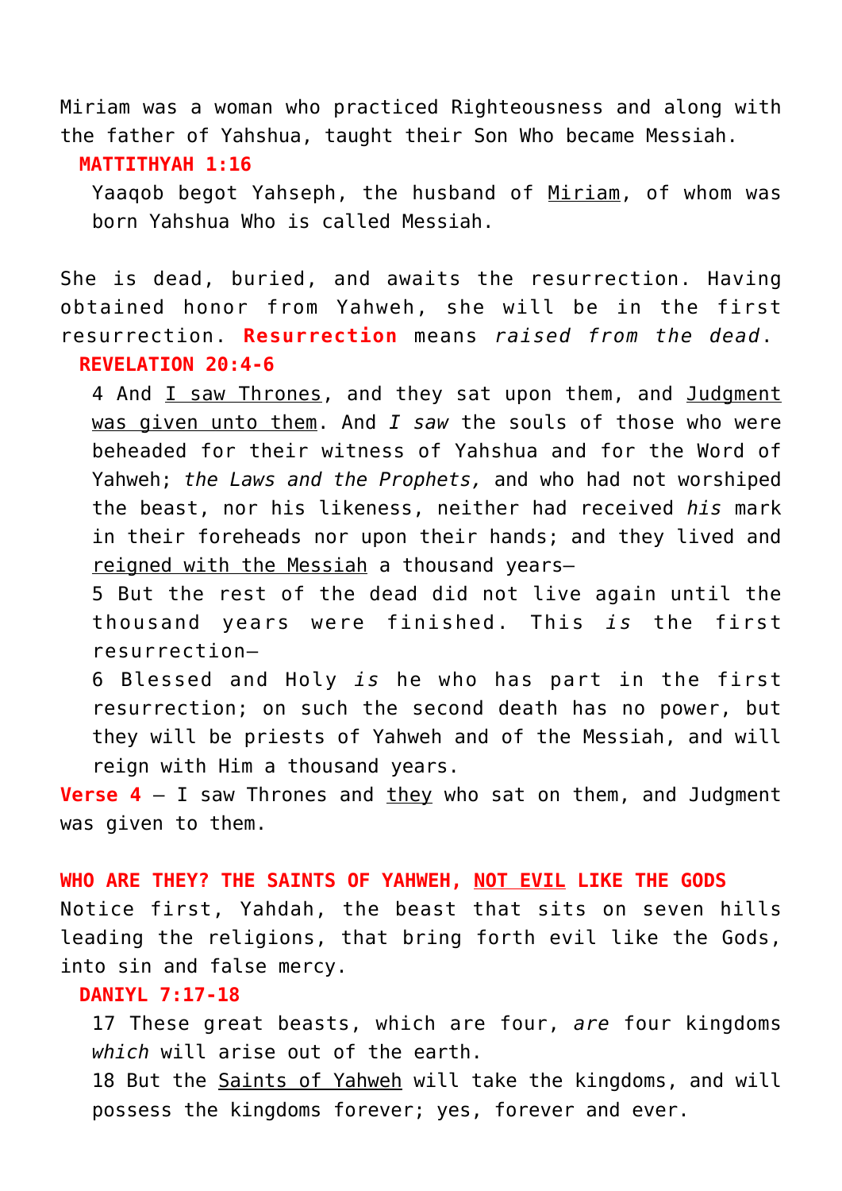Miriam was a woman who practiced Righteousness and along with the father of Yahshua, taught their Son Who became Messiah.

**MATTITHYAH 1:16**

> Yaaqob begot Yahseph, the husband of <u>Miriam</u>, of whom was born Yahshua Who is called Messiah.

She is dead, buried, and awaits the resurrection. Having obtained honor from Yahweh, she will be in the first resurrection. **Resurrection** means *raised from the dead*.

**REVELATION 20:4-6**

> 4 And <u>I saw Thrones</u>, and they sat upon them, and <u>Judgment was given unto them</u>. And *I saw* the souls of those who were beheaded for their witness of Yahshua and for the Word of Yahweh; *the Laws and the Prophets,* and who had not worshiped the beast, nor his likeness, neither had received *his* mark in their foreheads nor upon their hands; and they lived and <u>reigned with the Messiah</u> a thousand years—
>
> 5 But the rest of the dead did not live again until the thousand years were finished. This *is* the first resurrection—
>
> 6 Blessed and Holy *is* he who has part in the first resurrection; on such the second death has no power, but they will be priests of Yahweh and of the Messiah, and will reign with Him a thousand years.

**Verse 4** — I saw Thrones and <u>they</u> who sat on them, and Judgment was given to them.

**WHO ARE THEY? THE SAINTS OF YAHWEH, <u>NOT EVIL</u> LIKE THE GODS**

Notice first, Yahdah, the beast that sits on seven hills leading the religions, that bring forth evil like the Gods, into sin and false mercy.

**DANIYL 7:17-18**

> 17 These great beasts, which are four, *are* four kingdoms *which* will arise out of the earth.
>
> 18 But the <u>Saints of Yahweh</u> will take the kingdoms, and will possess the kingdoms forever; yes, forever and ever.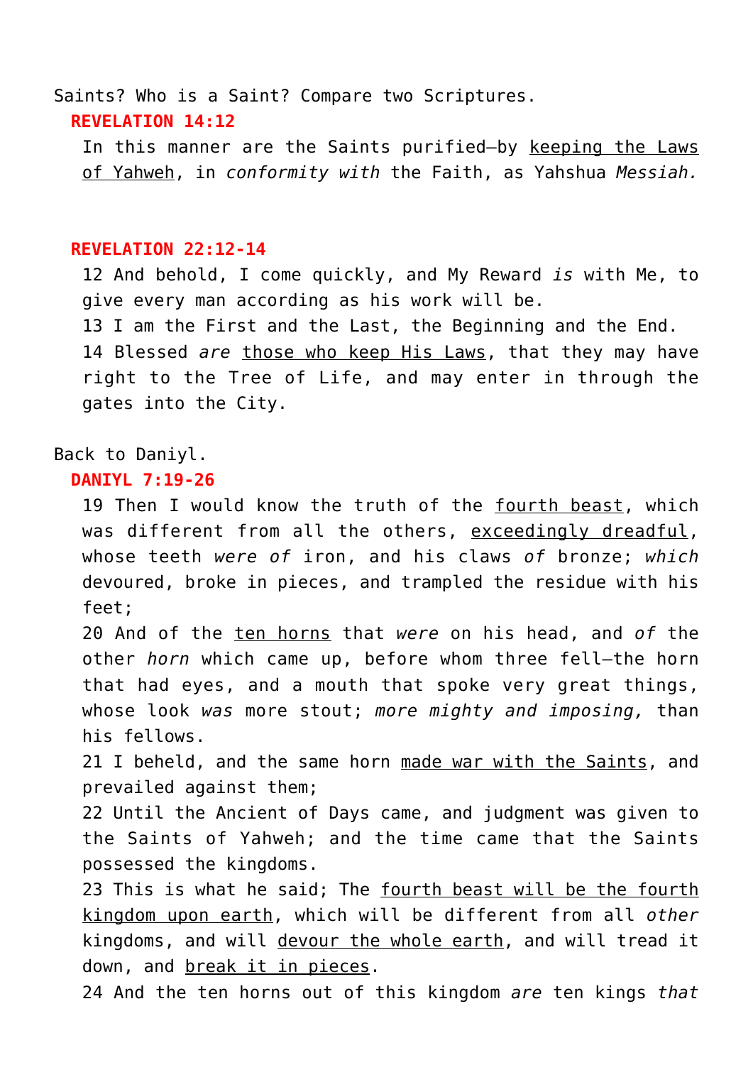Saints? Who is a Saint? Compare two Scriptures.

**REVELATION 14:12**

In this manner are the Saints purified—by keeping the Laws of Yahweh, in *conformity with* the Faith, as Yahshua *Messiah.*

**REVELATION 22:12-14**

12 And behold, I come quickly, and My Reward *is* with Me, to give every man according as his work will be.
13 I am the First and the Last, the Beginning and the End.
14 Blessed *are* those who keep His Laws, that they may have right to the Tree of Life, and may enter in through the gates into the City.

Back to Daniyl.

**DANIYL 7:19-26**

19 Then I would know the truth of the fourth beast, which was different from all the others, exceedingly dreadful, whose teeth *were of* iron, and his claws *of* bronze; *which* devoured, broke in pieces, and trampled the residue with his feet;
20 And of the ten horns that *were* on his head, and *of* the other *horn* which came up, before whom three fell—the horn that had eyes, and a mouth that spoke very great things, whose look *was* more stout; *more mighty and imposing,* than his fellows.
21 I beheld, and the same horn made war with the Saints, and prevailed against them;
22 Until the Ancient of Days came, and judgment was given to the Saints of Yahweh; and the time came that the Saints possessed the kingdoms.
23 This is what he said; The fourth beast will be the fourth kingdom upon earth, which will be different from all *other* kingdoms, and will devour the whole earth, and will tread it down, and break it in pieces.
24 And the ten horns out of this kingdom *are* ten kings *that*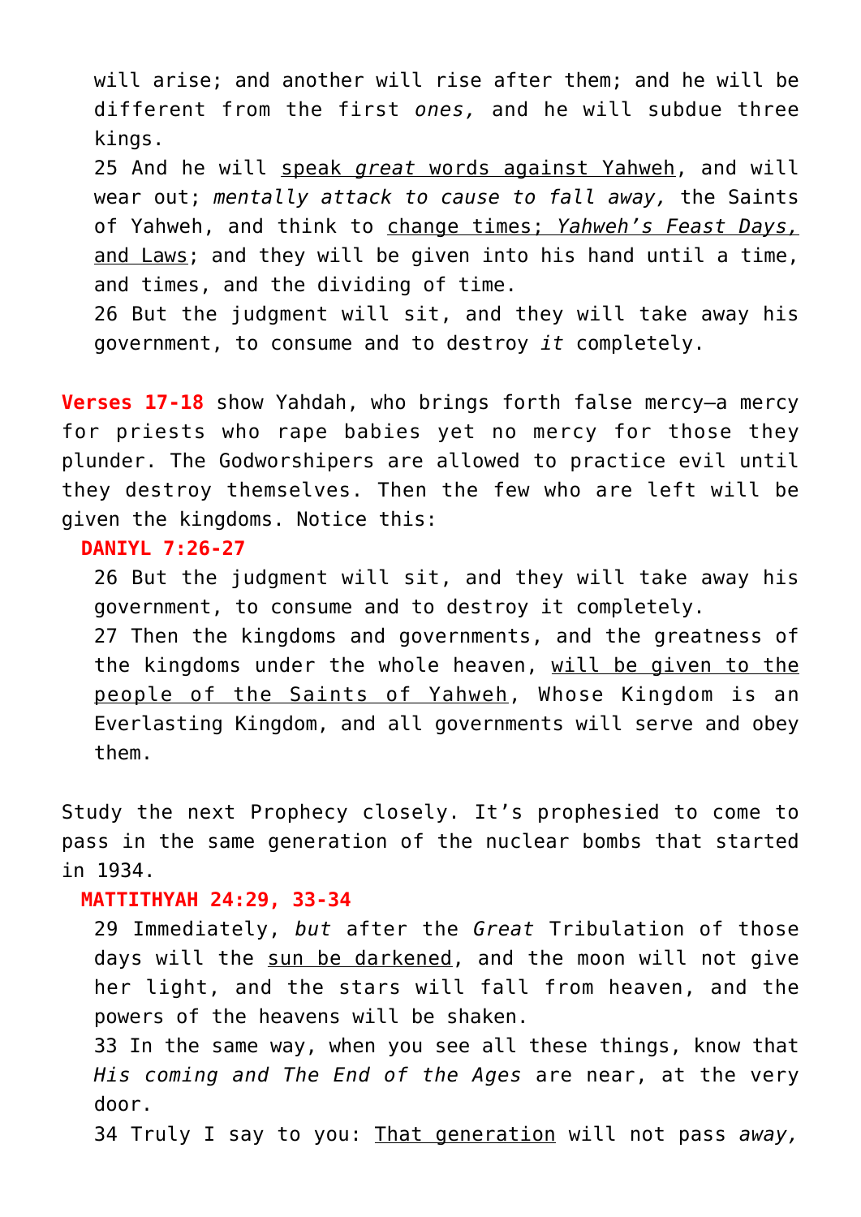will arise; and another will rise after them; and he will be different from the first *ones,* and he will subdue three kings.

25 And he will <u>speak *great* words against Yahweh</u>, and will wear out; *mentally attack to cause to fall away,* the Saints of Yahweh, and think to <u>change times; *Yahweh's Feast Days,* and Laws</u>; and they will be given into his hand until a time, and times, and the dividing of time.

26 But the judgment will sit, and they will take away his government, to consume and to destroy *it* completely.

**Verses 17-18** show Yahdah, who brings forth false mercy—a mercy for priests who rape babies yet no mercy for those they plunder. The Godworshipers are allowed to practice evil until they destroy themselves. Then the few who are left will be given the kingdoms. Notice this:

**DANIYL 7:26-27**

26 But the judgment will sit, and they will take away his government, to consume and to destroy it completely.

27 Then the kingdoms and governments, and the greatness of the kingdoms under the whole heaven, <u>will be given to the people of the Saints of Yahweh</u>, Whose Kingdom is an Everlasting Kingdom, and all governments will serve and obey them.

Study the next Prophecy closely. It's prophesied to come to pass in the same generation of the nuclear bombs that started in 1934.

**MATTITHYAH 24:29, 33-34**

29 Immediately, *but* after the *Great* Tribulation of those days will the <u>sun be darkened</u>, and the moon will not give her light, and the stars will fall from heaven, and the powers of the heavens will be shaken.

33 In the same way, when you see all these things, know that *His coming and The End of the Ages* are near, at the very door.

34 Truly I say to you: <u>That generation</u> will not pass *away,*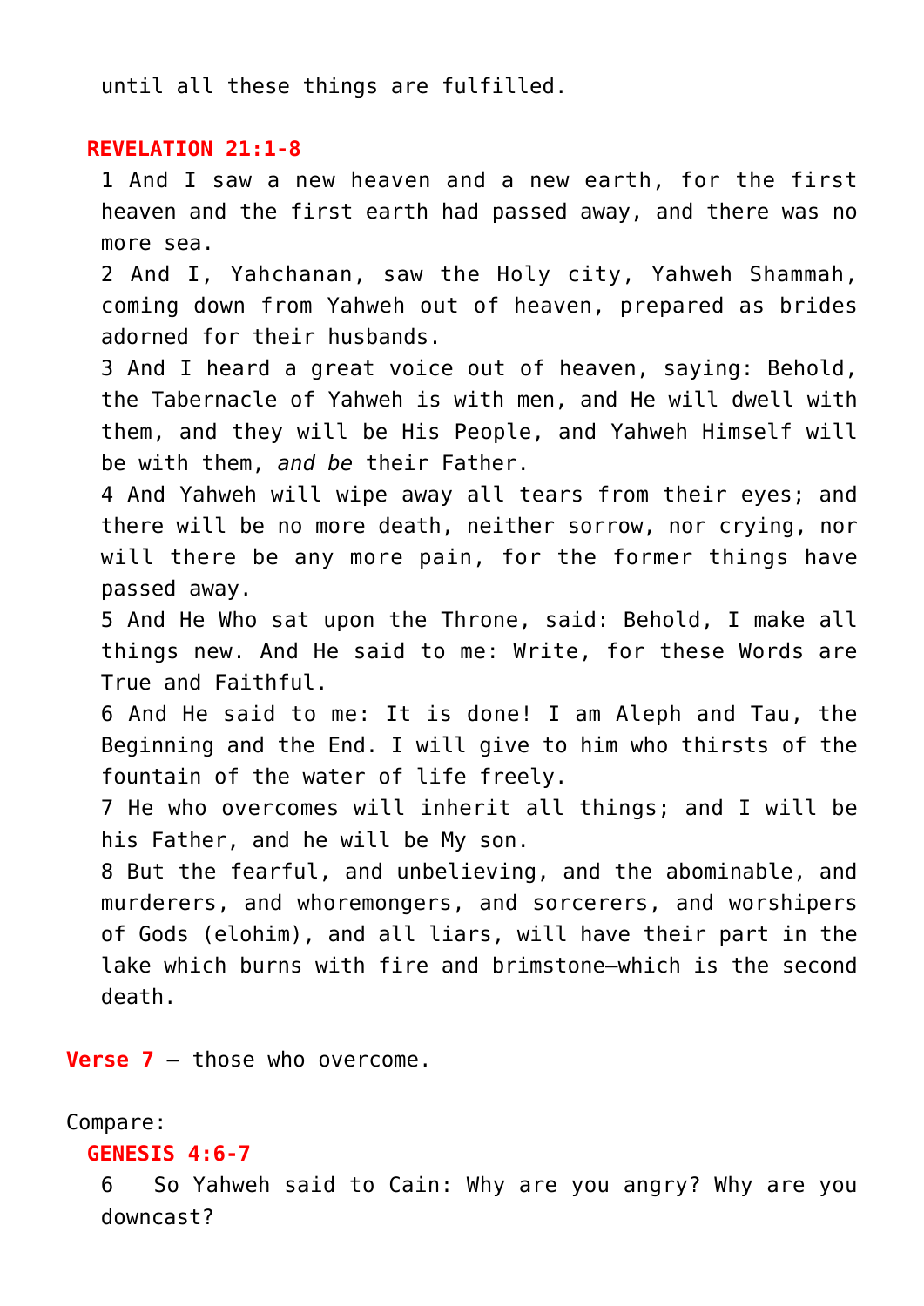until all these things are fulfilled.

**REVELATION 21:1-8**

1 And I saw a new heaven and a new earth, for the first heaven and the first earth had passed away, and there was no more sea.

2 And I, Yahchanan, saw the Holy city, Yahweh Shammah, coming down from Yahweh out of heaven, prepared as brides adorned for their husbands.

3 And I heard a great voice out of heaven, saying: Behold, the Tabernacle of Yahweh is with men, and He will dwell with them, and they will be His People, and Yahweh Himself will be with them, *and be* their Father.

4 And Yahweh will wipe away all tears from their eyes; and there will be no more death, neither sorrow, nor crying, nor will there be any more pain, for the former things have passed away.

5 And He Who sat upon the Throne, said: Behold, I make all things new. And He said to me: Write, for these Words are True and Faithful.

6 And He said to me: It is done! I am Aleph and Tau, the Beginning and the End. I will give to him who thirsts of the fountain of the water of life freely.

7 <u>He who overcomes will inherit all things</u>; and I will be his Father, and he will be My son.

8 But the fearful, and unbelieving, and the abominable, and murderers, and whoremongers, and sorcerers, and worshipers of Gods (elohim), and all liars, will have their part in the lake which burns with fire and brimstone—which is the second death.

**Verse 7** – those who overcome.

Compare:

**GENESIS 4:6-7**

6 So Yahweh said to Cain: Why are you angry? Why are you downcast?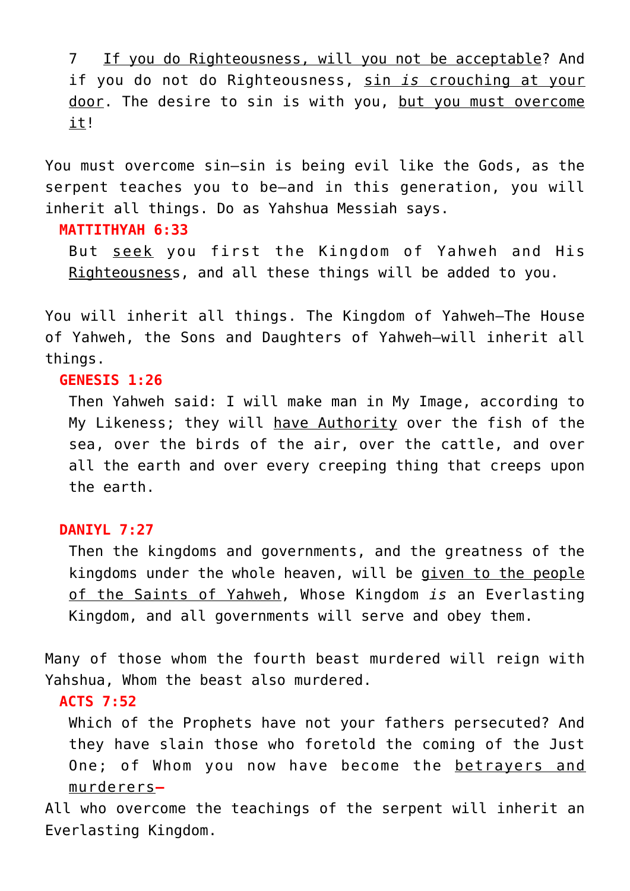7 <u>If you do Righteousness, will you not be acceptable</u>? And if you do not do Righteousness, <u>sin *is* crouching at your door</u>. The desire to sin is with you, <u>but you must overcome it</u>!

You must overcome sin—sin is being evil like the Gods, as the serpent teaches you to be—and in this generation, you will inherit all things. Do as Yahshua Messiah says.

**MATTITHYAH 6:33**

But <u>seek</u> you first the Kingdom of Yahweh and His <u>Righteousnes</u>s, and all these things will be added to you.

You will inherit all things. The Kingdom of Yahweh—The House of Yahweh, the Sons and Daughters of Yahweh—will inherit all things.

**GENESIS 1:26**

Then Yahweh said: I will make man in My Image, according to My Likeness; they will <u>have Authority</u> over the fish of the sea, over the birds of the air, over the cattle, and over all the earth and over every creeping thing that creeps upon the earth.

**DANIYL 7:27**

Then the kingdoms and governments, and the greatness of the kingdoms under the whole heaven, will be <u>given to the people of the Saints of Yahweh</u>, Whose Kingdom *is* an Everlasting Kingdom, and all governments will serve and obey them.

Many of those whom the fourth beast murdered will reign with Yahshua, Whom the beast also murdered.

**ACTS 7:52**

Which of the Prophets have not your fathers persecuted? And they have slain those who foretold the coming of the Just One; of Whom you now have become the <u>betrayers and murderers</u>—

All who overcome the teachings of the serpent will inherit an Everlasting Kingdom.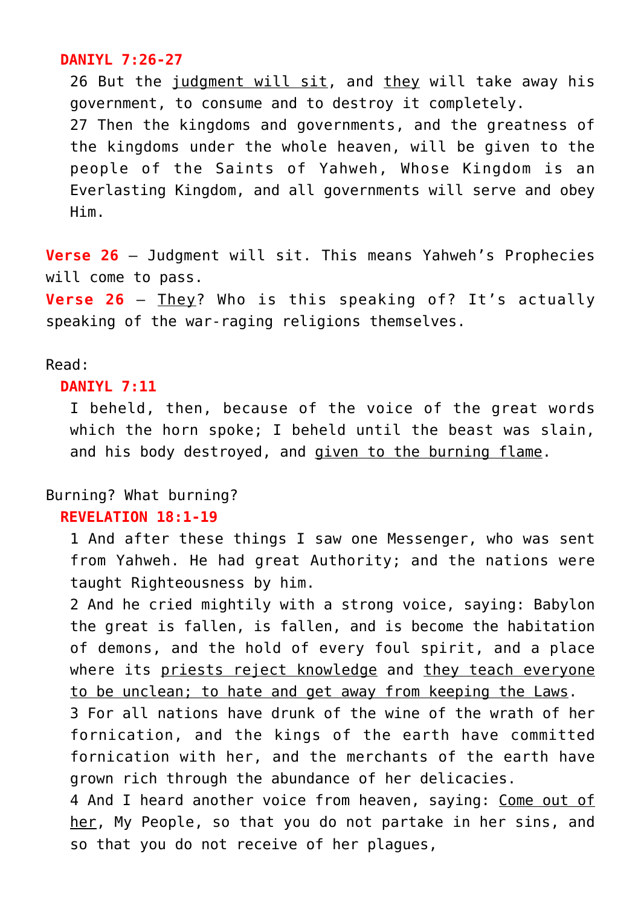**DANIYL 7:26-27**

> 26 But the <u>judgment will sit</u>, and <u>they</u> will take away his government, to consume and to destroy it completely.
> 27 Then the kingdoms and governments, and the greatness of the kingdoms under the whole heaven, will be given to the people of the Saints of Yahweh, Whose Kingdom is an Everlasting Kingdom, and all governments will serve and obey Him.

**Verse 26** – Judgment will sit. This means Yahweh's Prophecies will come to pass.
**Verse 26** – <u>They</u>? Who is this speaking of? It's actually speaking of the war-raging religions themselves.

Read:

**DANIYL 7:11**

> I beheld, then, because of the voice of the great words which the horn spoke; I beheld until the beast was slain, and his body destroyed, and <u>given to the burning flame</u>.

Burning? What burning?

**REVELATION 18:1-19**

> 1 And after these things I saw one Messenger, who was sent from Yahweh. He had great Authority; and the nations were taught Righteousness by him.
> 2 And he cried mightily with a strong voice, saying: Babylon the great is fallen, is fallen, and is become the habitation of demons, and the hold of every foul spirit, and a place where its <u>priests reject knowledge</u> and <u>they teach everyone to be unclean; to hate and get away from keeping the Laws</u>.
> 3 For all nations have drunk of the wine of the wrath of her fornication, and the kings of the earth have committed fornication with her, and the merchants of the earth have grown rich through the abundance of her delicacies.
> 4 And I heard another voice from heaven, saying: <u>Come out of her</u>, My People, so that you do not partake in her sins, and so that you do not receive of her plagues,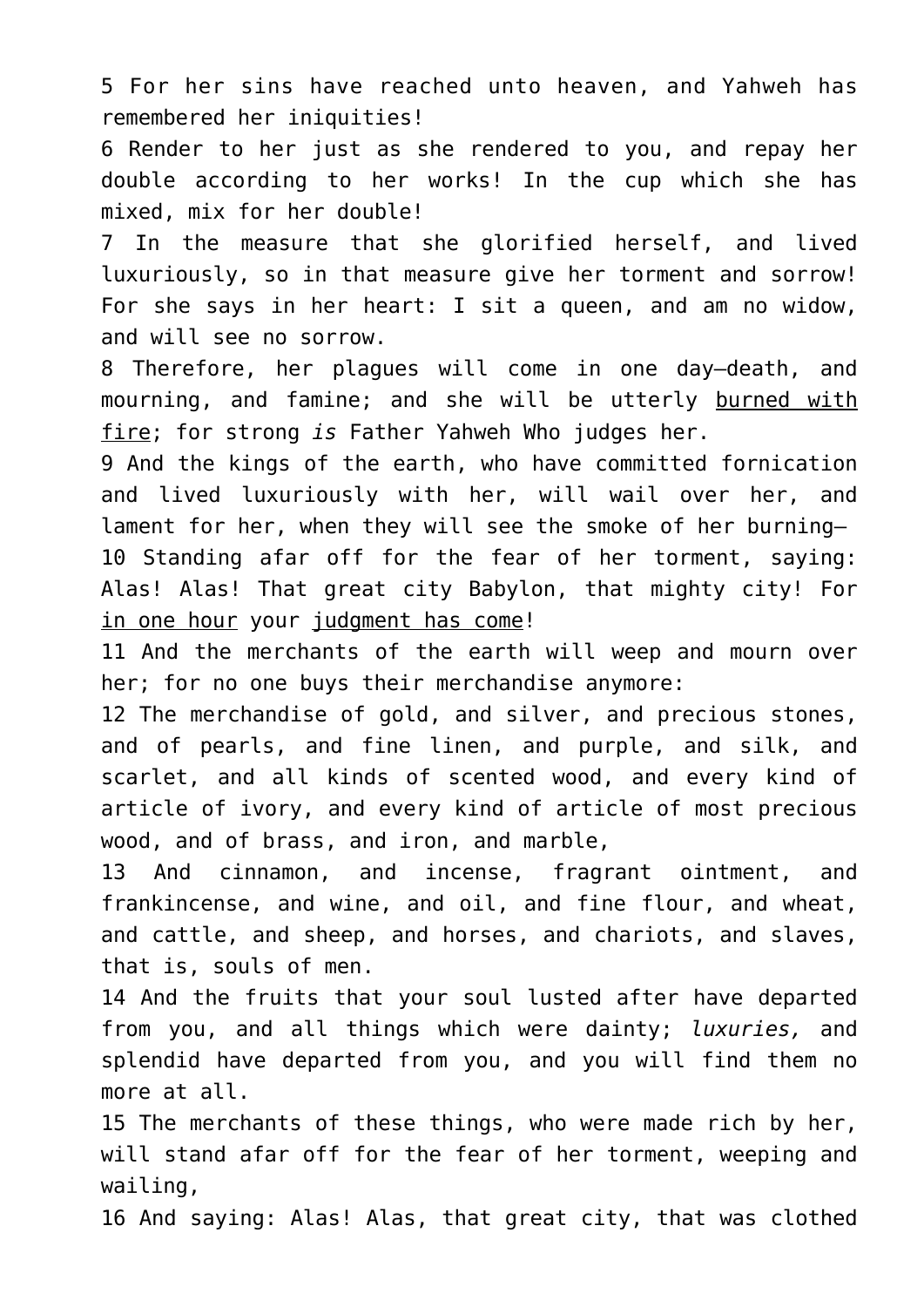5 For her sins have reached unto heaven, and Yahweh has remembered her iniquities!

6 Render to her just as she rendered to you, and repay her double according to her works! In the cup which she has mixed, mix for her double!

7 In the measure that she glorified herself, and lived luxuriously, so in that measure give her torment and sorrow! For she says in her heart: I sit a queen, and am no widow, and will see no sorrow.

8 Therefore, her plagues will come in one day—death, and mourning, and famine; and she will be utterly <u>burned with fire</u>; for strong *is* Father Yahweh Who judges her.

9 And the kings of the earth, who have committed fornication and lived luxuriously with her, will wail over her, and lament for her, when they will see the smoke of her burning—

10 Standing afar off for the fear of her torment, saying: Alas! Alas! That great city Babylon, that mighty city! For <u>in one hour</u> your <u>judgment has come</u>!

11 And the merchants of the earth will weep and mourn over her; for no one buys their merchandise anymore:

12 The merchandise of gold, and silver, and precious stones, and of pearls, and fine linen, and purple, and silk, and scarlet, and all kinds of scented wood, and every kind of article of ivory, and every kind of article of most precious wood, and of brass, and iron, and marble,

13 And cinnamon, and incense, fragrant ointment, and frankincense, and wine, and oil, and fine flour, and wheat, and cattle, and sheep, and horses, and chariots, and slaves, that is, souls of men.

14 And the fruits that your soul lusted after have departed from you, and all things which were dainty; *luxuries,* and splendid have departed from you, and you will find them no more at all.

15 The merchants of these things, who were made rich by her, will stand afar off for the fear of her torment, weeping and wailing,

16 And saying: Alas! Alas, that great city, that was clothed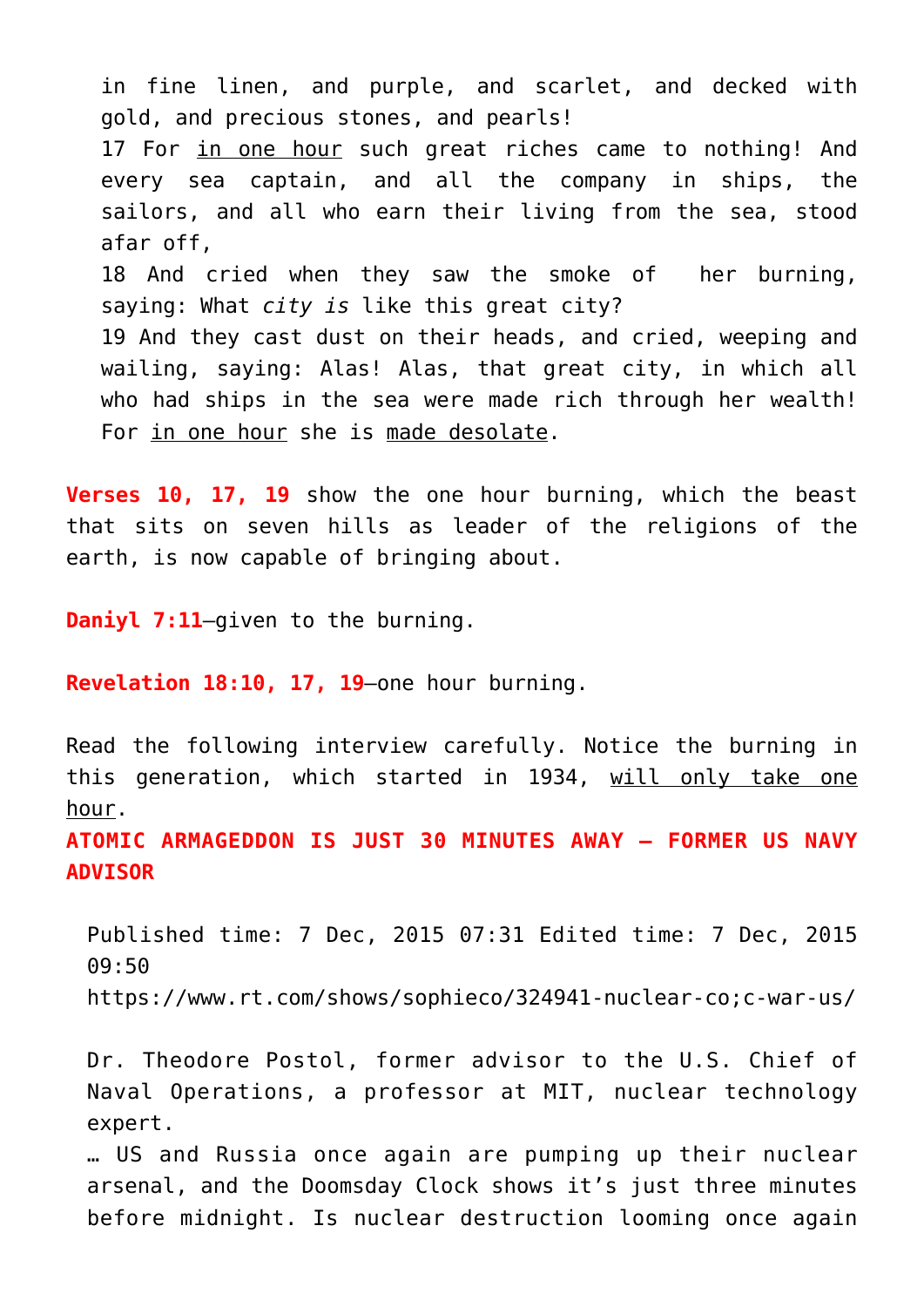in fine linen, and purple, and scarlet, and decked with gold, and precious stones, and pearls!

17 For <u>in one hour</u> such great riches came to nothing! And every sea captain, and all the company in ships, the sailors, and all who earn their living from the sea, stood afar off,

18 And cried when they saw the smoke of her burning, saying: What *city is* like this great city?

19 And they cast dust on their heads, and cried, weeping and wailing, saying: Alas! Alas, that great city, in which all who had ships in the sea were made rich through her wealth! For <u>in one hour</u> she is <u>made desolate</u>.

**Verses 10, 17, 19** show the one hour burning, which the beast that sits on seven hills as leader of the religions of the earth, is now capable of bringing about.

**Daniyl 7:11**—given to the burning.

**Revelation 18:10, 17, 19**—one hour burning.

Read the following interview carefully. Notice the burning in this generation, which started in 1934, <u>will only take one hour</u>.

**ATOMIC ARMAGEDDON IS JUST 30 MINUTES AWAY – FORMER US NAVY ADVISOR**

> Published time: 7 Dec, 2015 07:31 Edited time: 7 Dec, 2015 09:50
> https://www.rt.com/shows/sophieco/324941-nuclear-co;c-war-us/
>
> Dr. Theodore Postol, former advisor to the U.S. Chief of Naval Operations, a professor at MIT, nuclear technology expert.
>
> … US and Russia once again are pumping up their nuclear arsenal, and the Doomsday Clock shows it's just three minutes before midnight. Is nuclear destruction looming once again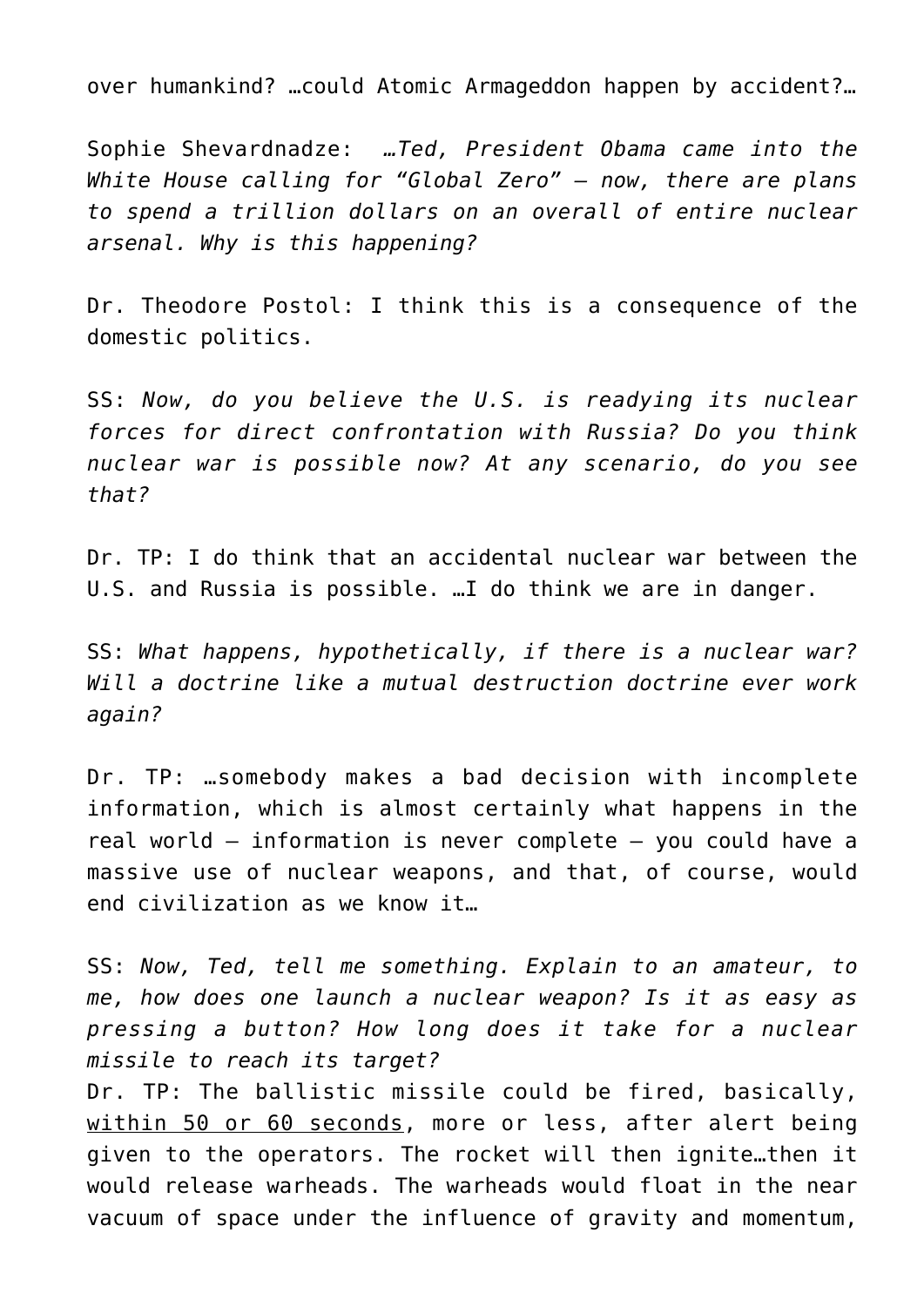over humankind? …could Atomic Armageddon happen by accident?…

Sophie Shevardnadze: *…Ted, President Obama came into the White House calling for "Global Zero" – now, there are plans to spend a trillion dollars on an overall of entire nuclear arsenal. Why is this happening?*

Dr. Theodore Postol: I think this is a consequence of the domestic politics.

SS: *Now, do you believe the U.S. is readying its nuclear forces for direct confrontation with Russia? Do you think nuclear war is possible now? At any scenario, do you see that?*

Dr. TP: I do think that an accidental nuclear war between the U.S. and Russia is possible. …I do think we are in danger.

SS: *What happens, hypothetically, if there is a nuclear war? Will a doctrine like a mutual destruction doctrine ever work again?*

Dr. TP: …somebody makes a bad decision with incomplete information, which is almost certainly what happens in the real world – information is never complete – you could have a massive use of nuclear weapons, and that, of course, would end civilization as we know it…

SS: *Now, Ted, tell me something. Explain to an amateur, to me, how does one launch a nuclear weapon? Is it as easy as pressing a button? How long does it take for a nuclear missile to reach its target?*

Dr. TP: The ballistic missile could be fired, basically, <u>within 50 or 60 seconds</u>, more or less, after alert being given to the operators. The rocket will then ignite…then it would release warheads. The warheads would float in the near vacuum of space under the influence of gravity and momentum,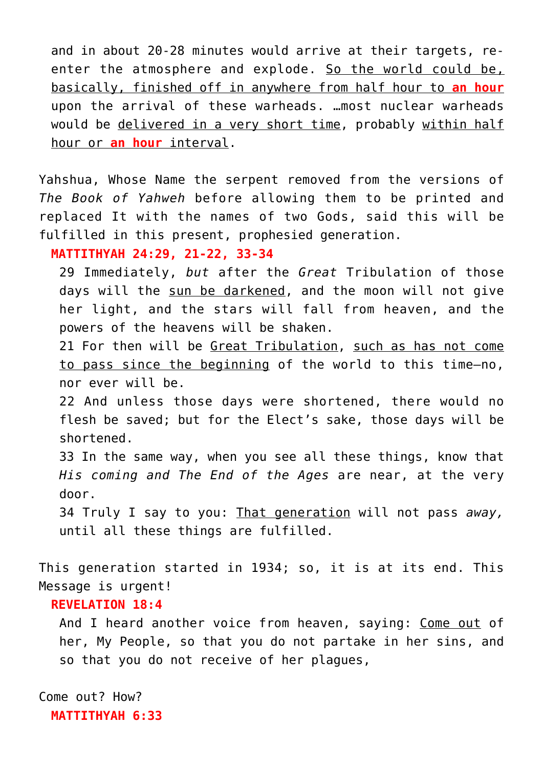> and in about 20-28 minutes would arrive at their targets, re-enter the atmosphere and explode. So the world could be, basically, finished off in anywhere from half hour to **an hour** upon the arrival of these warheads. …most nuclear warheads would be delivered in a very short time, probably within half hour or **an hour** interval.

Yahshua, Whose Name the serpent removed from the versions of *The Book of Yahweh* before allowing them to be printed and replaced It with the names of two Gods, said this will be fulfilled in this present, prophesied generation.

**MATTITHYAH 24:29, 21-22, 33-34**

> 29 Immediately, *but* after the *Great* Tribulation of those days will the sun be darkened, and the moon will not give her light, and the stars will fall from heaven, and the powers of the heavens will be shaken.
>
> 21 For then will be Great Tribulation, such as has not come to pass since the beginning of the world to this time—no, nor ever will be.
>
> 22 And unless those days were shortened, there would no flesh be saved; but for the Elect's sake, those days will be shortened.
>
> 33 In the same way, when you see all these things, know that *His coming and The End of the Ages* are near, at the very door.
>
> 34 Truly I say to you: That generation will not pass *away,* until all these things are fulfilled.

This generation started in 1934; so, it is at its end. This Message is urgent!

**REVELATION 18:4**

> And I heard another voice from heaven, saying: Come out of her, My People, so that you do not partake in her sins, and so that you do not receive of her plagues,

Come out? How?

**MATTITHYAH 6:33**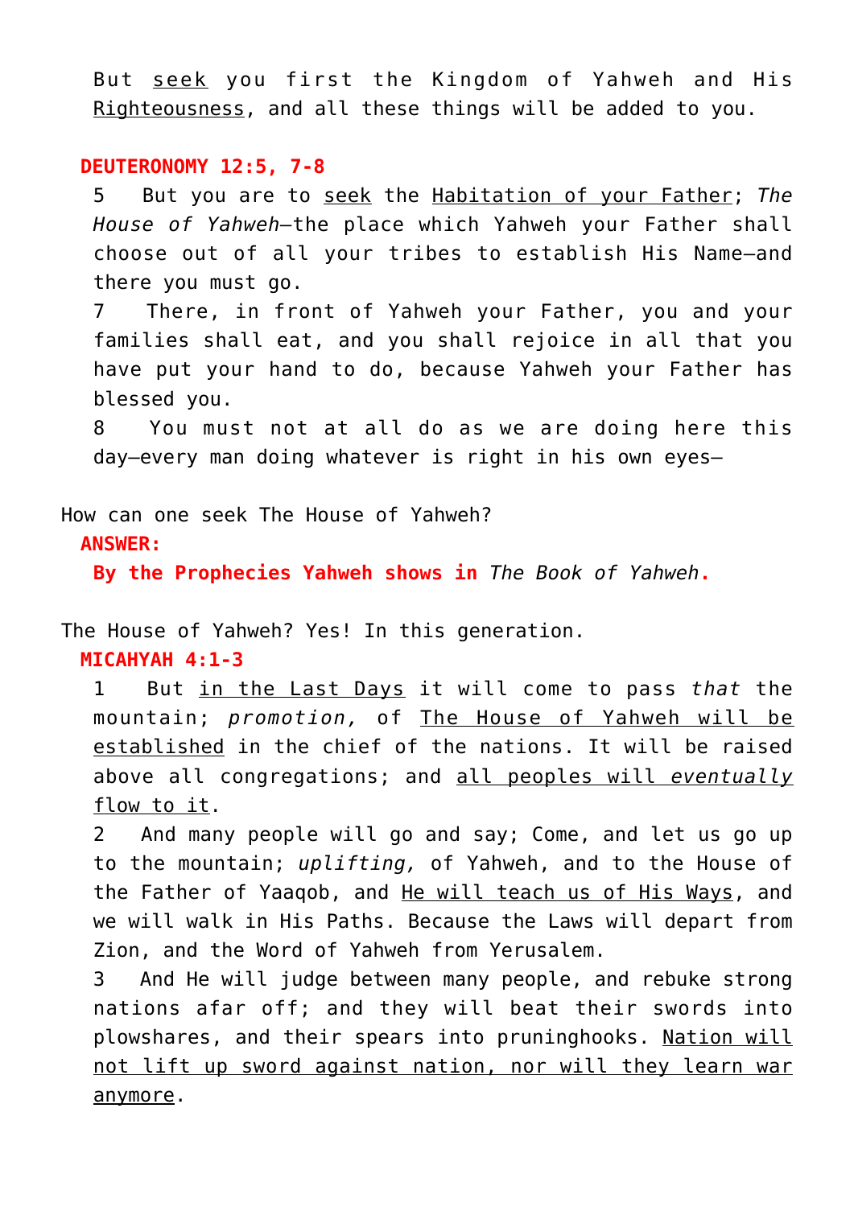But <u>seek</u> you first the Kingdom of Yahweh and His <u>Righteousness</u>, and all these things will be added to you.

**DEUTERONOMY 12:5, 7-8**

5 But you are to <u>seek</u> the <u>Habitation of your Father</u>; *The House of Yahweh*—the place which Yahweh your Father shall choose out of all your tribes to establish His Name—and there you must go.

7 There, in front of Yahweh your Father, you and your families shall eat, and you shall rejoice in all that you have put your hand to do, because Yahweh your Father has blessed you.

8 You must not at all do as we are doing here this day—every man doing whatever is right in his own eyes—

How can one seek The House of Yahweh?

**ANSWER:**

**By the Prophecies Yahweh shows in *The Book of Yahweh*.**

The House of Yahweh? Yes! In this generation.

**MICAHYAH 4:1-3**

1 But <u>in the Last Days</u> it will come to pass *that* the mountain; *promotion,* of <u>The House of Yahweh will be established</u> in the chief of the nations. It will be raised above all congregations; and <u>all peoples will *eventually* flow to it</u>.

2 And many people will go and say; Come, and let us go up to the mountain; *uplifting,* of Yahweh, and to the House of the Father of Yaaqob, and <u>He will teach us of His Ways</u>, and we will walk in His Paths. Because the Laws will depart from Zion, and the Word of Yahweh from Yerusalem.

3 And He will judge between many people, and rebuke strong nations afar off; and they will beat their swords into plowshares, and their spears into pruninghooks. <u>Nation will not lift up sword against nation, nor will they learn war anymore</u>.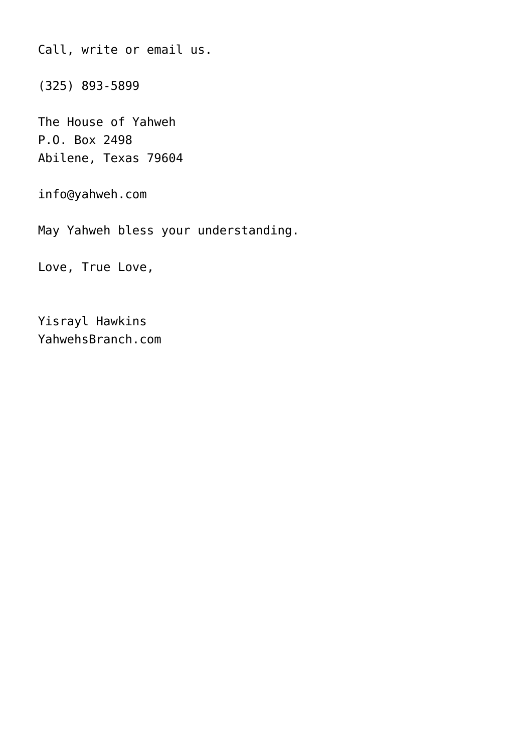Call, write or email us.

(325) 893-5899

The House of Yahweh
P.O. Box 2498
Abilene, Texas 79604

info@yahweh.com

May Yahweh bless your understanding.

Love, True Love,

Yisrayl Hawkins
YahwehsBranch.com